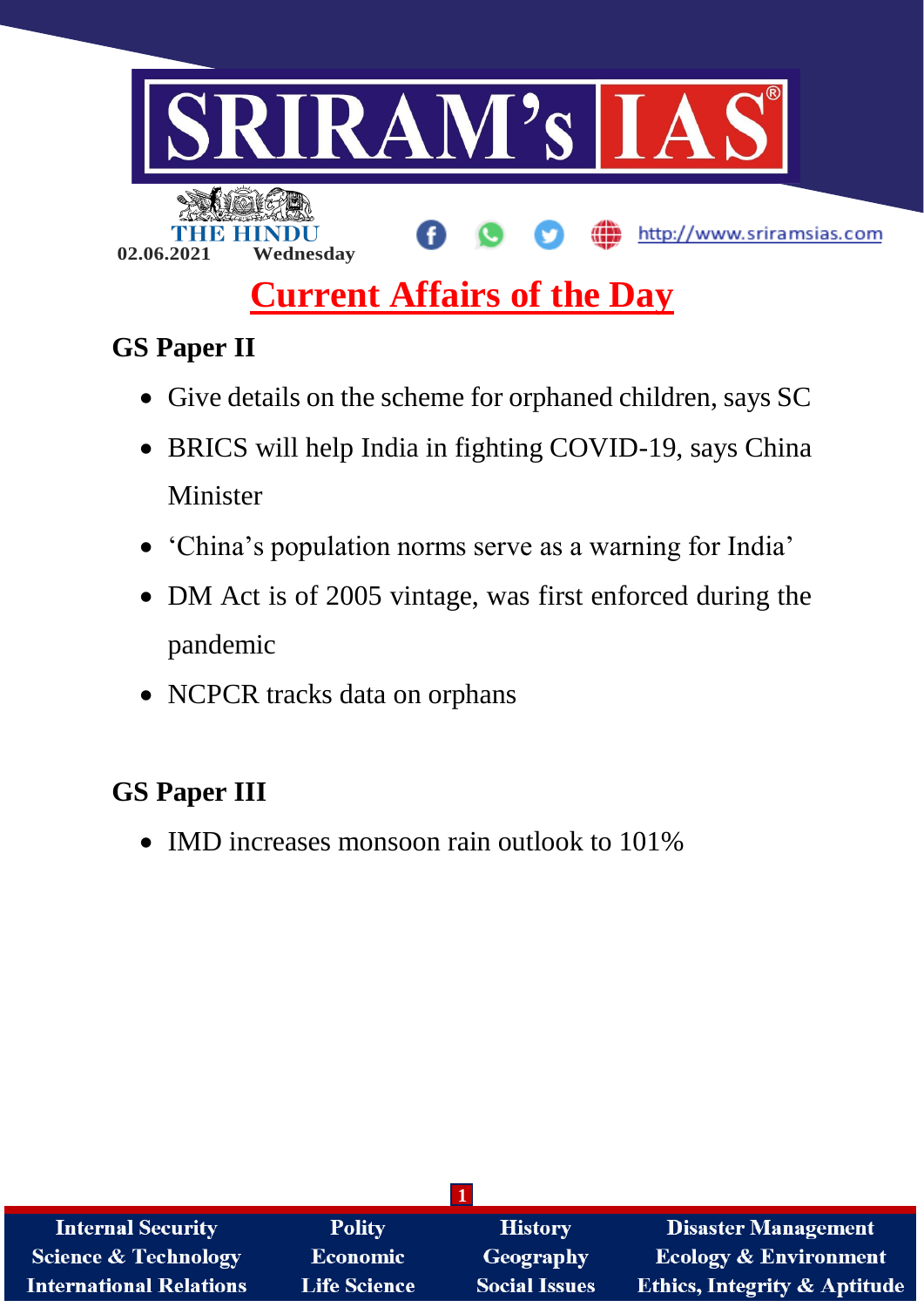# SRIRAM's IAS

THE HINDU

02.06.2021 Wednesday

http://www.sriramsias.com

## Current Affairs of the Day

### GS Paper II

- Give details on the scheme for orphaned children, says SC
- BRICS will help India in fighting COVID-19, says China Minister
- 'China's population norms serve as a warning for India'
- DM Act is of 2005 vintage, was first enforced during the pandemic
- NCPCR tracks data on orphans

### GS Paper III

- IMD increases monsoon rain outlook to 101%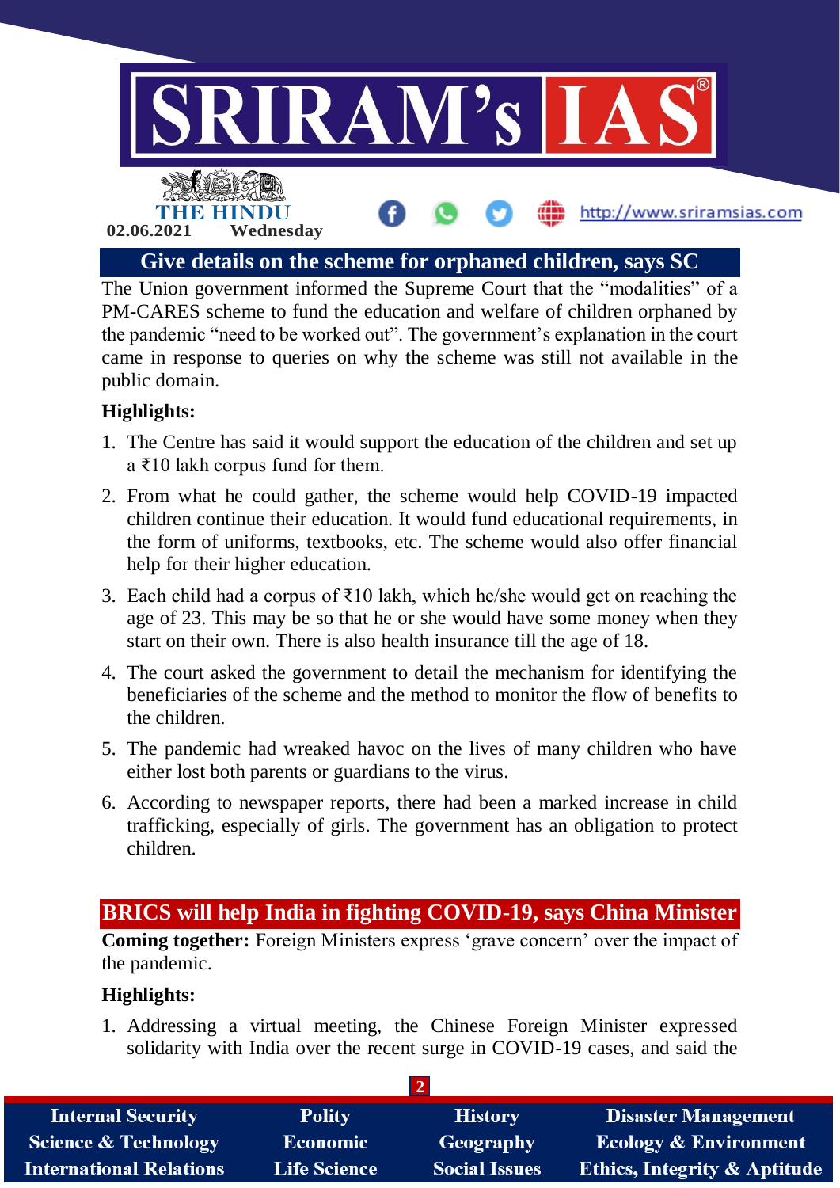## Give details on the scheme for orphaned children, says SC

The Union government informed the Supreme Court that the "modalities" of a PM-CARES scheme to fund the education and welfare of children orphaned by the pandemic "need to be worked out". The government's explanation in the court came in response to queries on why the scheme was still not available in the public domain.

**Highlights:**

1. The Centre has said it would support the education of the children and set up a ₹10 lakh corpus fund for them.
2. From what he could gather, the scheme would help COVID-19 impacted children continue their education. It would fund educational requirements, in the form of uniforms, textbooks, etc. The scheme would also offer financial help for their higher education.
3. Each child had a corpus of ₹10 lakh, which he/she would get on reaching the age of 23. This may be so that he or she would have some money when they start on their own. There is also health insurance till the age of 18.
4. The court asked the government to detail the mechanism for identifying the beneficiaries of the scheme and the method to monitor the flow of benefits to the children.
5. The pandemic had wreaked havoc on the lives of many children who have either lost both parents or guardians to the virus.
6. According to newspaper reports, there had been a marked increase in child trafficking, especially of girls. The government has an obligation to protect children.

## BRICS will help India in fighting COVID-19, says China Minister

**Coming together:** Foreign Ministers express 'grave concern' over the impact of the pandemic.

**Highlights:**

1. Addressing a virtual meeting, the Chinese Foreign Minister expressed solidarity with India over the recent surge in COVID-19 cases, and said the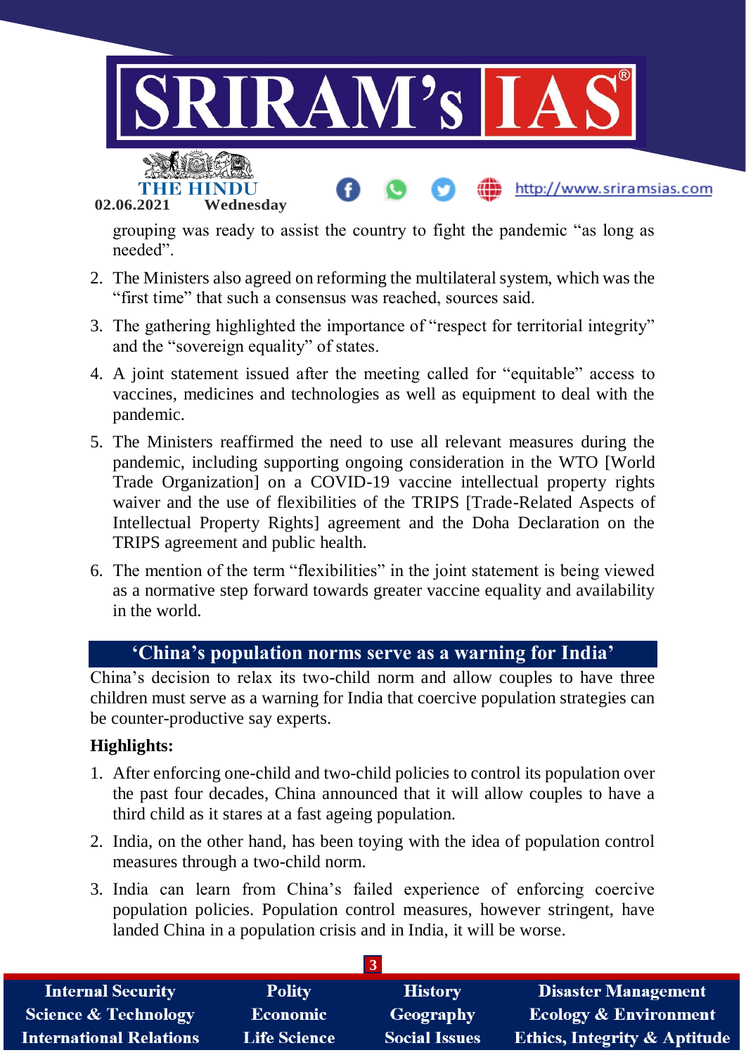grouping was ready to assist the country to fight the pandemic “as long as needed”.

2. The Ministers also agreed on reforming the multilateral system, which was the “first time” that such a consensus was reached, sources said.
3. The gathering highlighted the importance of “respect for territorial integrity” and the “sovereign equality” of states.
4. A joint statement issued after the meeting called for “equitable” access to vaccines, medicines and technologies as well as equipment to deal with the pandemic.
5. The Ministers reaffirmed the need to use all relevant measures during the pandemic, including supporting ongoing consideration in the WTO [World Trade Organization] on a COVID-19 vaccine intellectual property rights waiver and the use of flexibilities of the TRIPS [Trade-Related Aspects of Intellectual Property Rights] agreement and the Doha Declaration on the TRIPS agreement and public health.
6. The mention of the term “flexibilities” in the joint statement is being viewed as a normative step forward towards greater vaccine equality and availability in the world.

## ‘China’s population norms serve as a warning for India’

China’s decision to relax its two-child norm and allow couples to have three children must serve as a warning for India that coercive population strategies can be counter-productive say experts.

**Highlights:**

1. After enforcing one-child and two-child policies to control its population over the past four decades, China announced that it will allow couples to have a third child as it stares at a fast ageing population.
2. India, on the other hand, has been toying with the idea of population control measures through a two-child norm.
3. India can learn from China’s failed experience of enforcing coercive population policies. Population control measures, however stringent, have landed China in a population crisis and in India, it will be worse.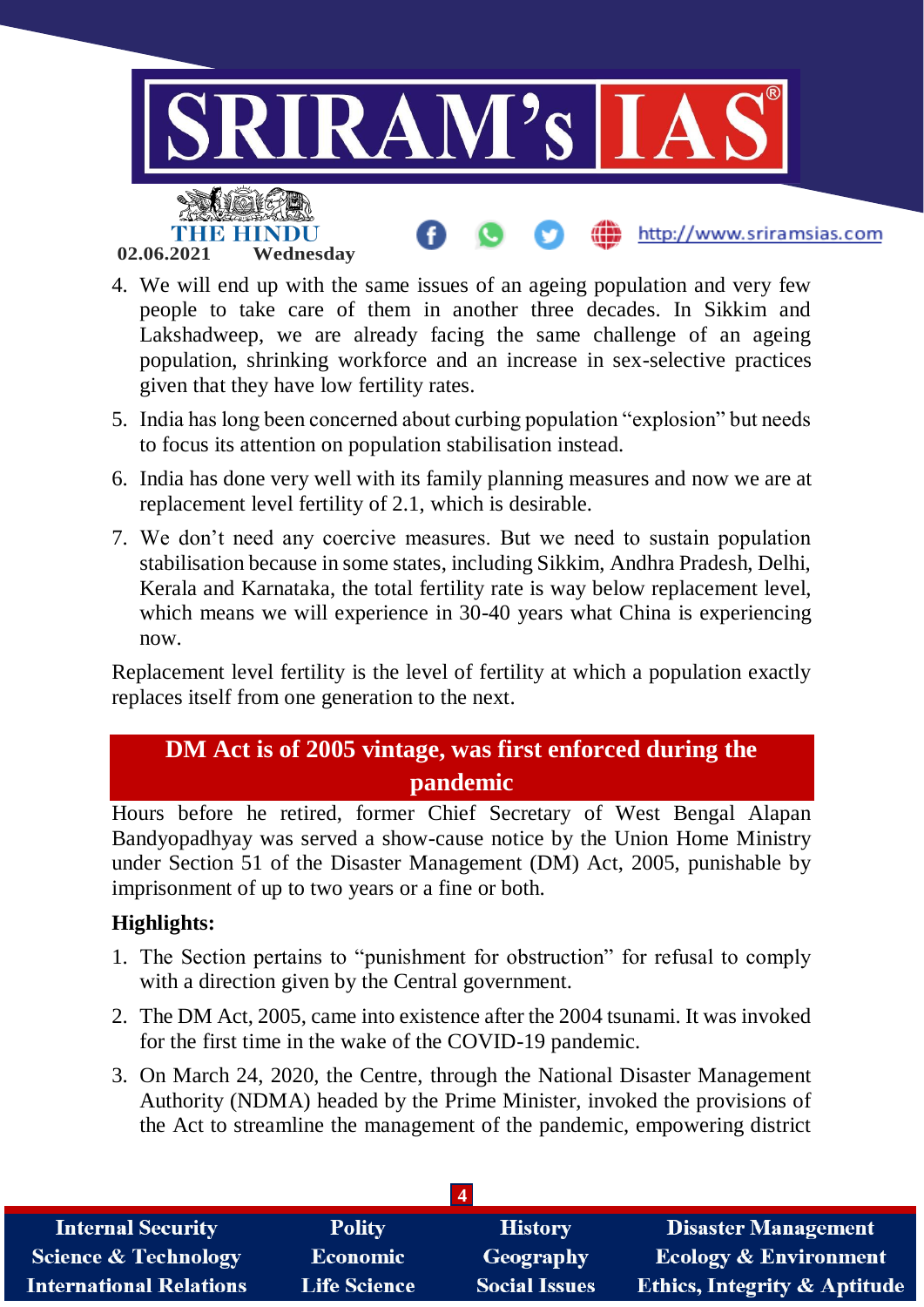4. We will end up with the same issues of an ageing population and very few people to take care of them in another three decades. In Sikkim and Lakshadweep, we are already facing the same challenge of an ageing population, shrinking workforce and an increase in sex-selective practices given that they have low fertility rates.
5. India has long been concerned about curbing population "explosion" but needs to focus its attention on population stabilisation instead.
6. India has done very well with its family planning measures and now we are at replacement level fertility of 2.1, which is desirable.
7. We don't need any coercive measures. But we need to sustain population stabilisation because in some states, including Sikkim, Andhra Pradesh, Delhi, Kerala and Karnataka, the total fertility rate is way below replacement level, which means we will experience in 30-40 years what China is experiencing now.

Replacement level fertility is the level of fertility at which a population exactly replaces itself from one generation to the next.

## DM Act is of 2005 vintage, was first enforced during the pandemic

Hours before he retired, former Chief Secretary of West Bengal Alapan Bandyopadhyay was served a show-cause notice by the Union Home Ministry under Section 51 of the Disaster Management (DM) Act, 2005, punishable by imprisonment of up to two years or a fine or both.

**Highlights:**

1. The Section pertains to "punishment for obstruction" for refusal to comply with a direction given by the Central government.
2. The DM Act, 2005, came into existence after the 2004 tsunami. It was invoked for the first time in the wake of the COVID-19 pandemic.
3. On March 24, 2020, the Centre, through the National Disaster Management Authority (NDMA) headed by the Prime Minister, invoked the provisions of the Act to streamline the management of the pandemic, empowering district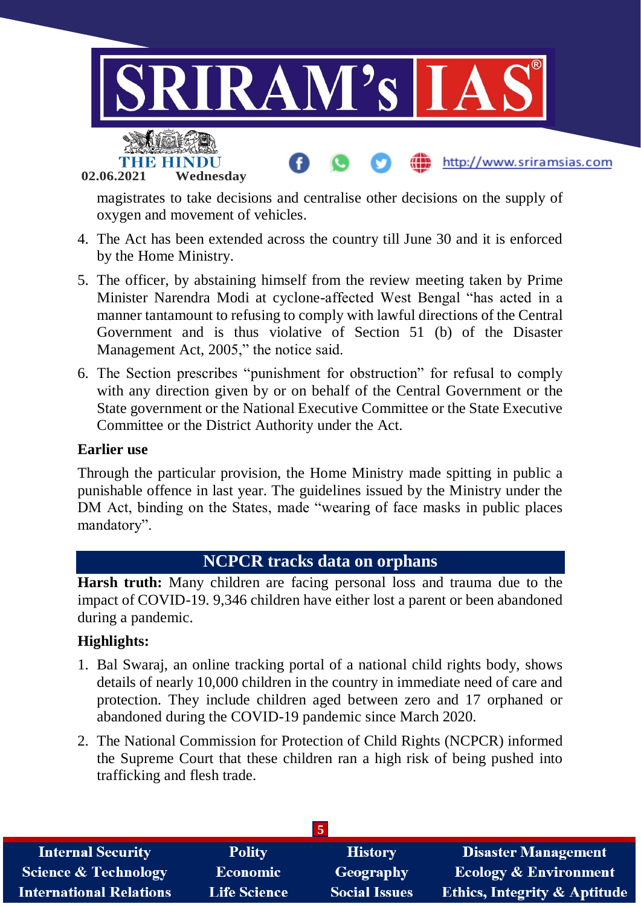magistrates to take decisions and centralise other decisions on the supply of oxygen and movement of vehicles.

4. The Act has been extended across the country till June 30 and it is enforced by the Home Ministry.
5. The officer, by abstaining himself from the review meeting taken by Prime Minister Narendra Modi at cyclone-affected West Bengal "has acted in a manner tantamount to refusing to comply with lawful directions of the Central Government and is thus violative of Section 51 (b) of the Disaster Management Act, 2005," the notice said.
6. The Section prescribes "punishment for obstruction" for refusal to comply with any direction given by or on behalf of the Central Government or the State government or the National Executive Committee or the State Executive Committee or the District Authority under the Act.

**Earlier use**

Through the particular provision, the Home Ministry made spitting in public a punishable offence in last year. The guidelines issued by the Ministry under the DM Act, binding on the States, made "wearing of face masks in public places mandatory".

## NCPCR tracks data on orphans

**Harsh truth:** Many children are facing personal loss and trauma due to the impact of COVID-19. 9,346 children have either lost a parent or been abandoned during a pandemic.

**Highlights:**

1. Bal Swaraj, an online tracking portal of a national child rights body, shows details of nearly 10,000 children in the country in immediate need of care and protection. They include children aged between zero and 17 orphaned or abandoned during the COVID-19 pandemic since March 2020.
2. The National Commission for Protection of Child Rights (NCPCR) informed the Supreme Court that these children ran a high risk of being pushed into trafficking and flesh trade.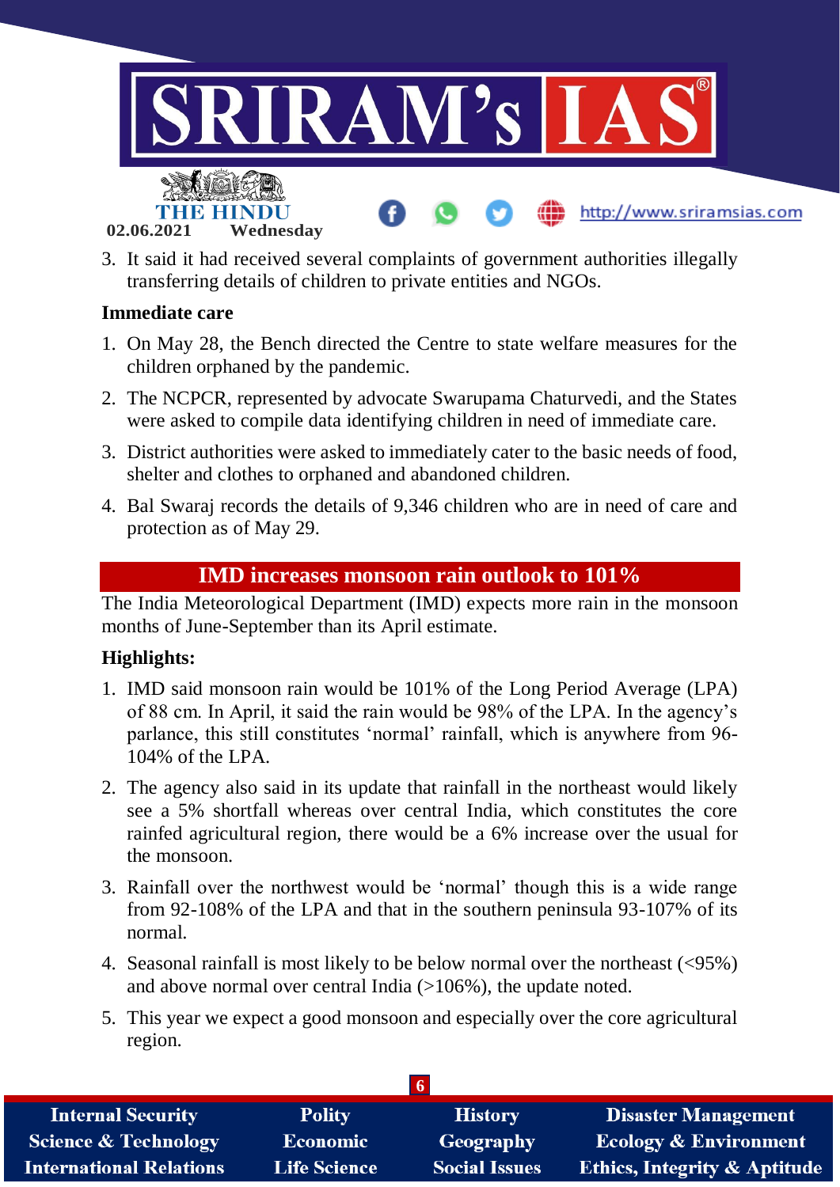3. It said it had received several complaints of government authorities illegally transferring details of children to private entities and NGOs.

**Immediate care**

1. On May 28, the Bench directed the Centre to state welfare measures for the children orphaned by the pandemic.
2. The NCPCR, represented by advocate Swarupama Chaturvedi, and the States were asked to compile data identifying children in need of immediate care.
3. District authorities were asked to immediately cater to the basic needs of food, shelter and clothes to orphaned and abandoned children.
4. Bal Swaraj records the details of 9,346 children who are in need of care and protection as of May 29.

## IMD increases monsoon rain outlook to 101%

The India Meteorological Department (IMD) expects more rain in the monsoon months of June-September than its April estimate.

**Highlights:**

1. IMD said monsoon rain would be 101% of the Long Period Average (LPA) of 88 cm. In April, it said the rain would be 98% of the LPA. In the agency's parlance, this still constitutes 'normal' rainfall, which is anywhere from 96-104% of the LPA.
2. The agency also said in its update that rainfall in the northeast would likely see a 5% shortfall whereas over central India, which constitutes the core rainfed agricultural region, there would be a 6% increase over the usual for the monsoon.
3. Rainfall over the northwest would be 'normal' though this is a wide range from 92-108% of the LPA and that in the southern peninsula 93-107% of its normal.
4. Seasonal rainfall is most likely to be below normal over the northeast (<95%) and above normal over central India (>106%), the update noted.
5. This year we expect a good monsoon and especially over the core agricultural region.